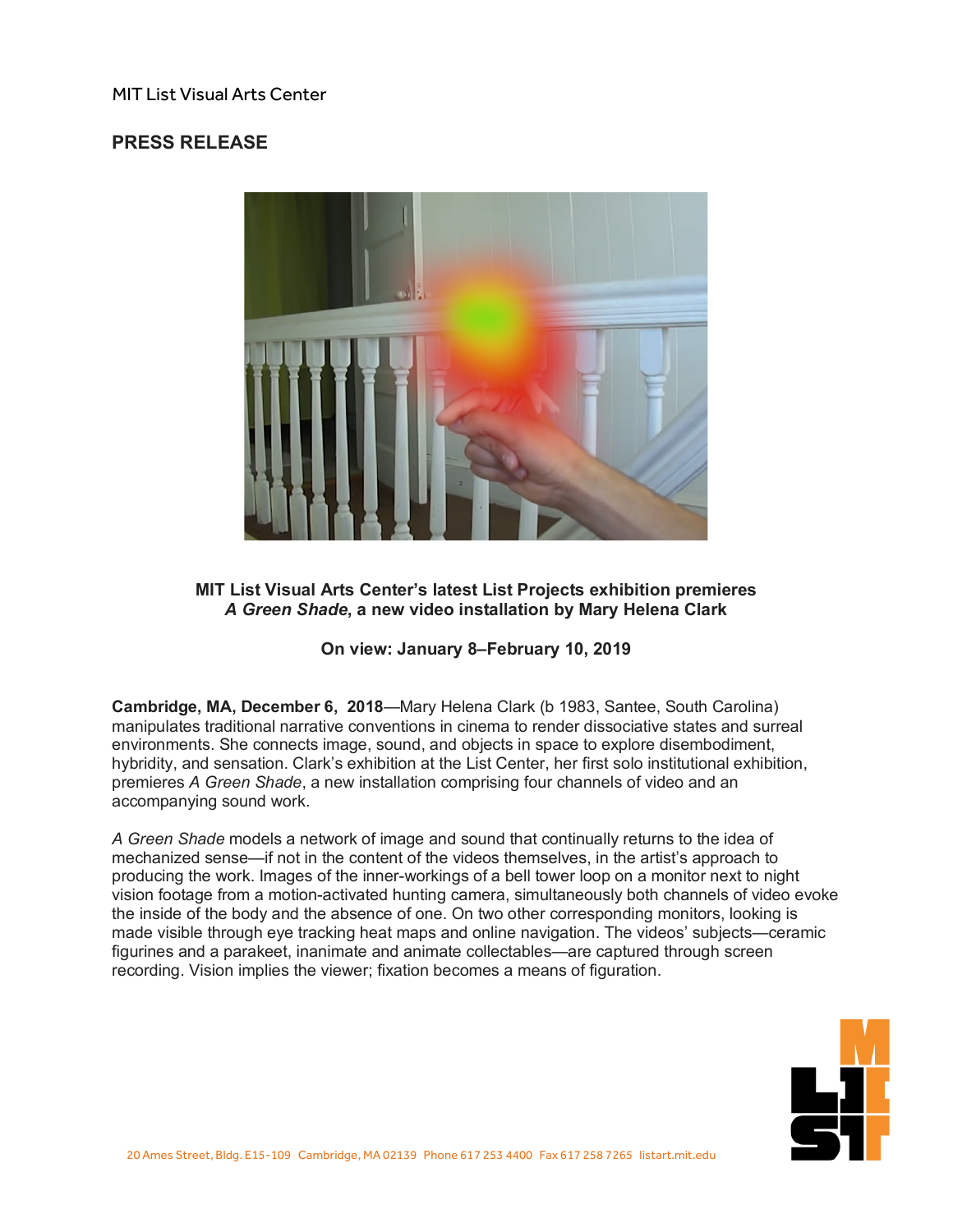MIT List Visual Arts Center

## PRESS RELEASE

**MIT List Visual Arts Center's latest List Projects exhibition premieres *A Green Shade*, a new video installation by Mary Helena Clark**

**On view: January 8–February 10, 2019**

**Cambridge, MA, December 6, 2018**—Mary Helena Clark (b 1983, Santee, South Carolina) manipulates traditional narrative conventions in cinema to render dissociative states and surreal environments. She connects image, sound, and objects in space to explore disembodiment, hybridity, and sensation. Clark's exhibition at the List Center, her first solo institutional exhibition, premieres *A Green Shade*, a new installation comprising four channels of video and an accompanying sound work.

*A Green Shade* models a network of image and sound that continually returns to the idea of mechanized sense—if not in the content of the videos themselves, in the artist's approach to producing the work. Images of the inner-workings of a bell tower loop on a monitor next to night vision footage from a motion-activated hunting camera, simultaneously both channels of video evoke the inside of the body and the absence of one. On two other corresponding monitors, looking is made visible through eye tracking heat maps and online navigation. The videos' subjects—ceramic figurines and a parakeet, inanimate and animate collectables—are captured through screen recording. Vision implies the viewer; fixation becomes a means of figuration.

20 Ames Street, Bldg. E15-109 Cambridge, MA 02139 Phone 617 253 4400 Fax 617 258 7265 listart.mit.edu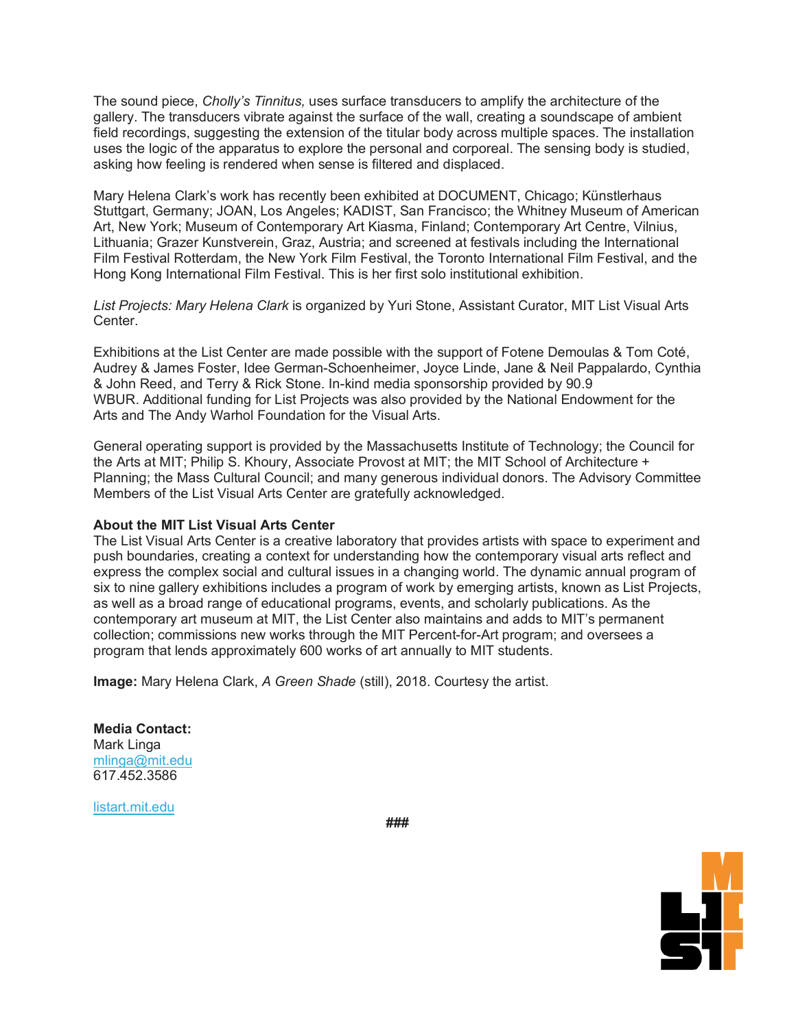The sound piece, *Cholly's Tinnitus,* uses surface transducers to amplify the architecture of the gallery. The transducers vibrate against the surface of the wall, creating a soundscape of ambient field recordings, suggesting the extension of the titular body across multiple spaces. The installation uses the logic of the apparatus to explore the personal and corporeal. The sensing body is studied, asking how feeling is rendered when sense is filtered and displaced.

Mary Helena Clark's work has recently been exhibited at DOCUMENT, Chicago; Künstlerhaus Stuttgart, Germany; JOAN, Los Angeles; KADIST, San Francisco; the Whitney Museum of American Art, New York; Museum of Contemporary Art Kiasma, Finland; Contemporary Art Centre, Vilnius, Lithuania; Grazer Kunstverein, Graz, Austria; and screened at festivals including the International Film Festival Rotterdam, the New York Film Festival, the Toronto International Film Festival, and the Hong Kong International Film Festival. This is her first solo institutional exhibition.

*List Projects: Mary Helena Clark* is organized by Yuri Stone, Assistant Curator, MIT List Visual Arts Center.

Exhibitions at the List Center are made possible with the support of Fotene Demoulas & Tom Coté, Audrey & James Foster, Idee German-Schoenheimer, Joyce Linde, Jane & Neil Pappalardo, Cynthia & John Reed, and Terry & Rick Stone. In-kind media sponsorship provided by 90.9 WBUR. Additional funding for List Projects was also provided by the National Endowment for the Arts and The Andy Warhol Foundation for the Visual Arts.

General operating support is provided by the Massachusetts Institute of Technology; the Council for the Arts at MIT; Philip S. Khoury, Associate Provost at MIT; the MIT School of Architecture + Planning; the Mass Cultural Council; and many generous individual donors. The Advisory Committee Members of the List Visual Arts Center are gratefully acknowledged.

**About the MIT List Visual Arts Center**
The List Visual Arts Center is a creative laboratory that provides artists with space to experiment and push boundaries, creating a context for understanding how the contemporary visual arts reflect and express the complex social and cultural issues in a changing world. The dynamic annual program of six to nine gallery exhibitions includes a program of work by emerging artists, known as List Projects, as well as a broad range of educational programs, events, and scholarly publications. As the contemporary art museum at MIT, the List Center also maintains and adds to MIT's permanent collection; commissions new works through the MIT Percent-for-Art program; and oversees a program that lends approximately 600 works of art annually to MIT students.

**Image:** Mary Helena Clark, *A Green Shade* (still), 2018. Courtesy the artist.

**Media Contact:**
Mark Linga
mlinga@mit.edu
617.452.3586

listart.mit.edu

###